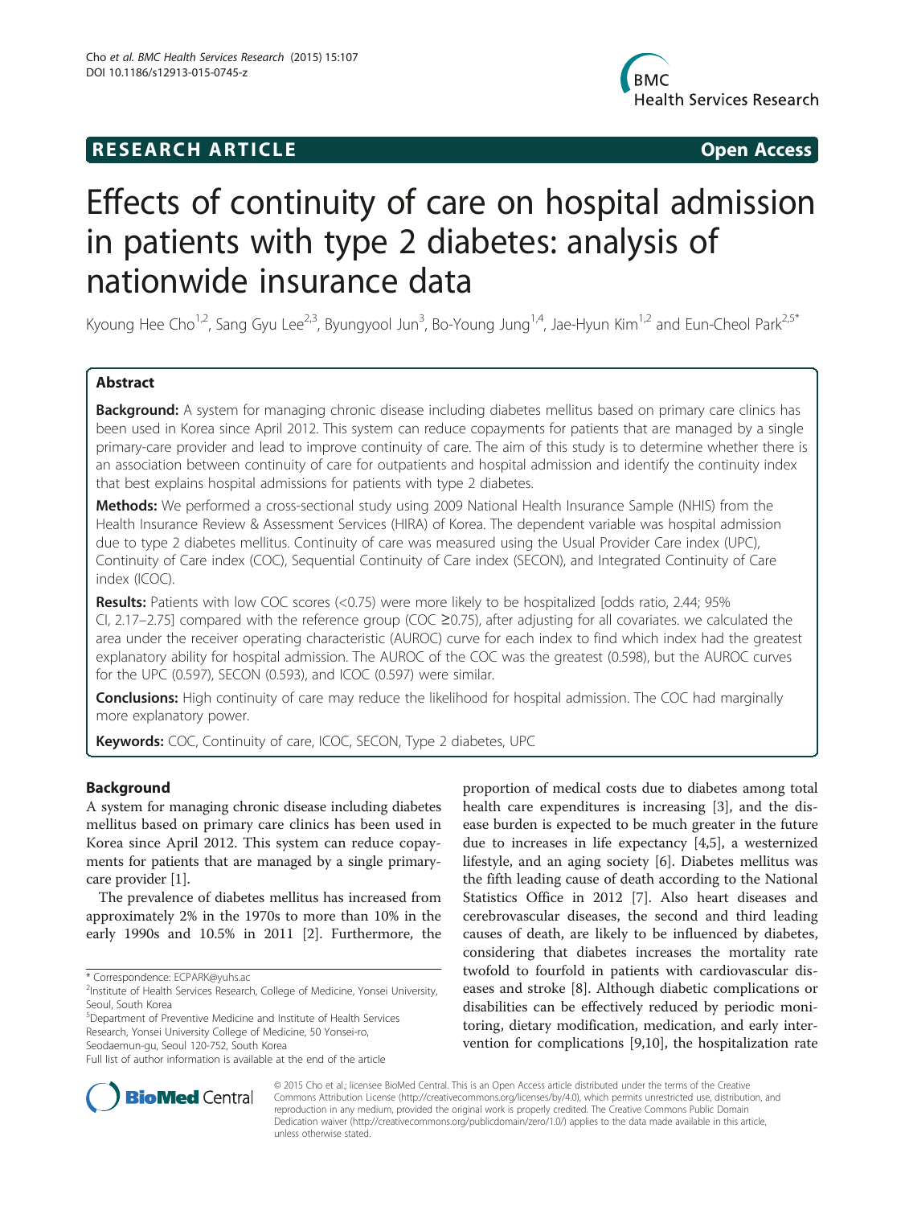**RESEARCH ARTICLE** **Open Access**

# Effects of continuity of care on hospital admission in patients with type 2 diabetes: analysis of nationwide insurance data

Kyoung Hee Cho[1,2], Sang Gyu Lee[2,3], Byungyool Jun[3], Bo-Young Jung[1,4], Jae-Hyun Kim[1,2] and Eun-Cheol Park[2,5*]

## Abstract

**Background:** A system for managing chronic disease including diabetes mellitus based on primary care clinics has been used in Korea since April 2012. This system can reduce copayments for patients that are managed by a single primary-care provider and lead to improve continuity of care. The aim of this study is to determine whether there is an association between continuity of care for outpatients and hospital admission and identify the continuity index that best explains hospital admissions for patients with type 2 diabetes.

**Methods:** We performed a cross-sectional study using 2009 National Health Insurance Sample (NHIS) from the Health Insurance Review & Assessment Services (HIRA) of Korea. The dependent variable was hospital admission due to type 2 diabetes mellitus. Continuity of care was measured using the Usual Provider Care index (UPC), Continuity of Care index (COC), Sequential Continuity of Care index (SECON), and Integrated Continuity of Care index (ICOC).

**Results:** Patients with low COC scores (<0.75) were more likely to be hospitalized [odds ratio, 2.44; 95% CI, 2.17–2.75] compared with the reference group (COC ≥0.75), after adjusting for all covariates. we calculated the area under the receiver operating characteristic (AUROC) curve for each index to find which index had the greatest explanatory ability for hospital admission. The AUROC of the COC was the greatest (0.598), but the AUROC curves for the UPC (0.597), SECON (0.593), and ICOC (0.597) were similar.

**Conclusions:** High continuity of care may reduce the likelihood for hospital admission. The COC had marginally more explanatory power.

**Keywords:** COC, Continuity of care, ICOC, SECON, Type 2 diabetes, UPC

## Background

A system for managing chronic disease including diabetes mellitus based on primary care clinics has been used in Korea since April 2012. This system can reduce copayments for patients that are managed by a single primary-care provider [1].

The prevalence of diabetes mellitus has increased from approximately 2% in the 1970s to more than 10% in the early 1990s and 10.5% in 2011 [2]. Furthermore, the proportion of medical costs due to diabetes among total health care expenditures is increasing [3], and the disease burden is expected to be much greater in the future due to increases in life expectancy [4,5], a westernized lifestyle, and an aging society [6]. Diabetes mellitus was the fifth leading cause of death according to the National Statistics Office in 2012 [7]. Also heart diseases and cerebrovascular diseases, the second and third leading causes of death, are likely to be influenced by diabetes, considering that diabetes increases the mortality rate twofold to fourfold in patients with cardiovascular diseases and stroke [8]. Although diabetic complications or disabilities can be effectively reduced by periodic monitoring, dietary modification, medication, and early intervention for complications [9,10], the hospitalization rate

\* Correspondence: ECPARK@yuhs.ac
[2]Institute of Health Services Research, College of Medicine, Yonsei University, Seoul, South Korea
[5]Department of Preventive Medicine and Institute of Health Services Research, Yonsei University College of Medicine, 50 Yonsei-ro, Seodaemun-gu, Seoul 120-752, South Korea
Full list of author information is available at the end of the article

© 2015 Cho et al.; licensee BioMed Central. This is an Open Access article distributed under the terms of the Creative Commons Attribution License (http://creativecommons.org/licenses/by/4.0), which permits unrestricted use, distribution, and reproduction in any medium, provided the original work is properly credited. The Creative Commons Public Domain Dedication waiver (http://creativecommons.org/publicdomain/zero/1.0/) applies to the data made available in this article, unless otherwise stated.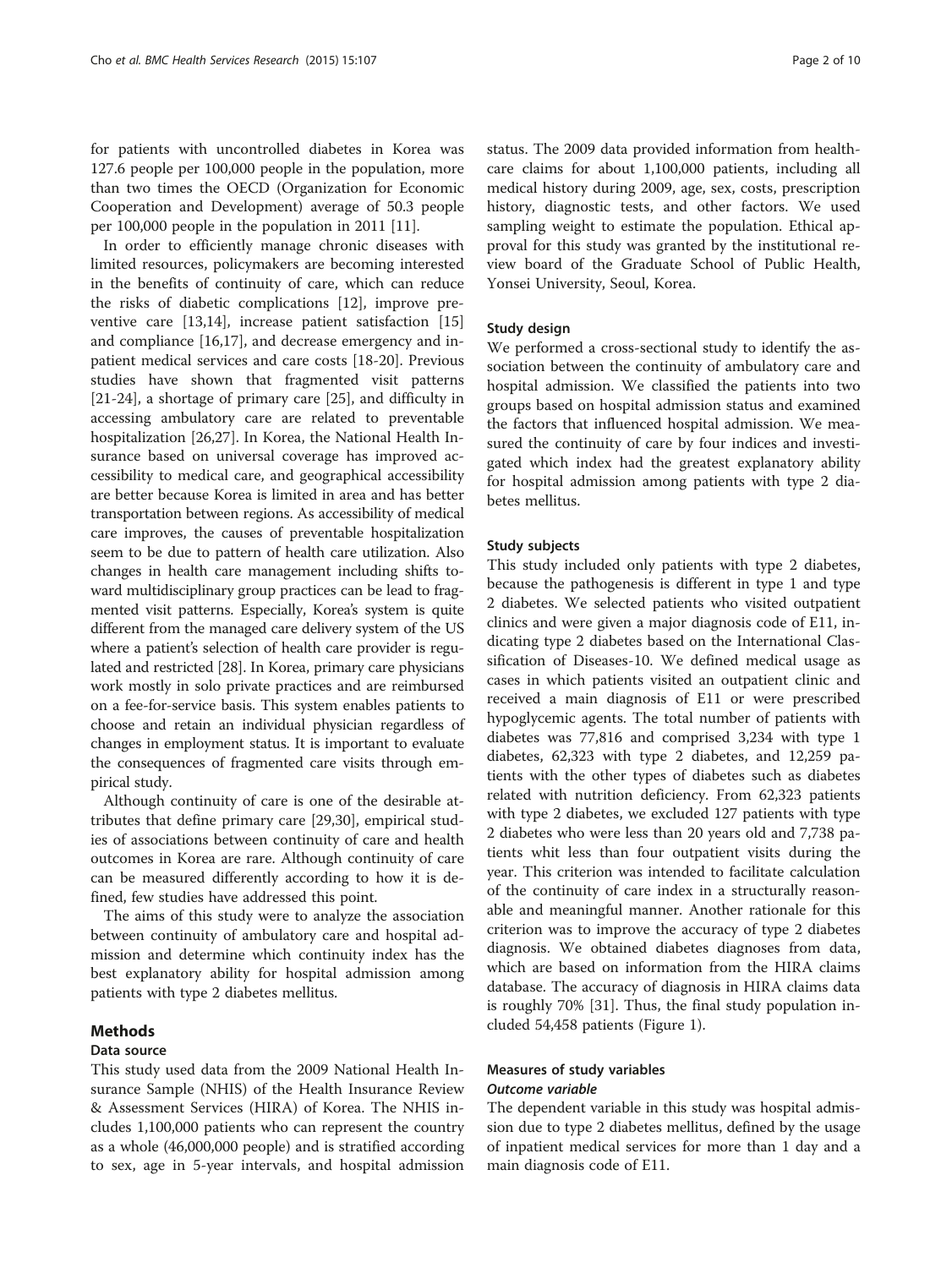for patients with uncontrolled diabetes in Korea was 127.6 people per 100,000 people in the population, more than two times the OECD (Organization for Economic Cooperation and Development) average of 50.3 people per 100,000 people in the population in 2011 [11].

In order to efficiently manage chronic diseases with limited resources, policymakers are becoming interested in the benefits of continuity of care, which can reduce the risks of diabetic complications [12], improve preventive care [13,14], increase patient satisfaction [15] and compliance [16,17], and decrease emergency and inpatient medical services and care costs [18-20]. Previous studies have shown that fragmented visit patterns [21-24], a shortage of primary care [25], and difficulty in accessing ambulatory care are related to preventable hospitalization [26,27]. In Korea, the National Health Insurance based on universal coverage has improved accessibility to medical care, and geographical accessibility are better because Korea is limited in area and has better transportation between regions. As accessibility of medical care improves, the causes of preventable hospitalization seem to be due to pattern of health care utilization. Also changes in health care management including shifts toward multidisciplinary group practices can be lead to fragmented visit patterns. Especially, Korea's system is quite different from the managed care delivery system of the US where a patient's selection of health care provider is regulated and restricted [28]. In Korea, primary care physicians work mostly in solo private practices and are reimbursed on a fee-for-service basis. This system enables patients to choose and retain an individual physician regardless of changes in employment status. It is important to evaluate the consequences of fragmented care visits through empirical study.

Although continuity of care is one of the desirable attributes that define primary care [29,30], empirical studies of associations between continuity of care and health outcomes in Korea are rare. Although continuity of care can be measured differently according to how it is defined, few studies have addressed this point.

The aims of this study were to analyze the association between continuity of ambulatory care and hospital admission and determine which continuity index has the best explanatory ability for hospital admission among patients with type 2 diabetes mellitus.

## Methods

### Data source

This study used data from the 2009 National Health Insurance Sample (NHIS) of the Health Insurance Review & Assessment Services (HIRA) of Korea. The NHIS includes 1,100,000 patients who can represent the country as a whole (46,000,000 people) and is stratified according to sex, age in 5-year intervals, and hospital admission status. The 2009 data provided information from healthcare claims for about 1,100,000 patients, including all medical history during 2009, age, sex, costs, prescription history, diagnostic tests, and other factors. We used sampling weight to estimate the population. Ethical approval for this study was granted by the institutional review board of the Graduate School of Public Health, Yonsei University, Seoul, Korea.

### Study design

We performed a cross-sectional study to identify the association between the continuity of ambulatory care and hospital admission. We classified the patients into two groups based on hospital admission status and examined the factors that influenced hospital admission. We measured the continuity of care by four indices and investigated which index had the greatest explanatory ability for hospital admission among patients with type 2 diabetes mellitus.

### Study subjects

This study included only patients with type 2 diabetes, because the pathogenesis is different in type 1 and type 2 diabetes. We selected patients who visited outpatient clinics and were given a major diagnosis code of E11, indicating type 2 diabetes based on the International Classification of Diseases-10. We defined medical usage as cases in which patients visited an outpatient clinic and received a main diagnosis of E11 or were prescribed hypoglycemic agents. The total number of patients with diabetes was 77,816 and comprised 3,234 with type 1 diabetes, 62,323 with type 2 diabetes, and 12,259 patients with the other types of diabetes such as diabetes related with nutrition deficiency. From 62,323 patients with type 2 diabetes, we excluded 127 patients with type 2 diabetes who were less than 20 years old and 7,738 patients whit less than four outpatient visits during the year. This criterion was intended to facilitate calculation of the continuity of care index in a structurally reasonable and meaningful manner. Another rationale for this criterion was to improve the accuracy of type 2 diabetes diagnosis. We obtained diabetes diagnoses from data, which are based on information from the HIRA claims database. The accuracy of diagnosis in HIRA claims data is roughly 70% [31]. Thus, the final study population included 54,458 patients (Figure 1).

### Measures of study variables

#### *Outcome variable*

The dependent variable in this study was hospital admission due to type 2 diabetes mellitus, defined by the usage of inpatient medical services for more than 1 day and a main diagnosis code of E11.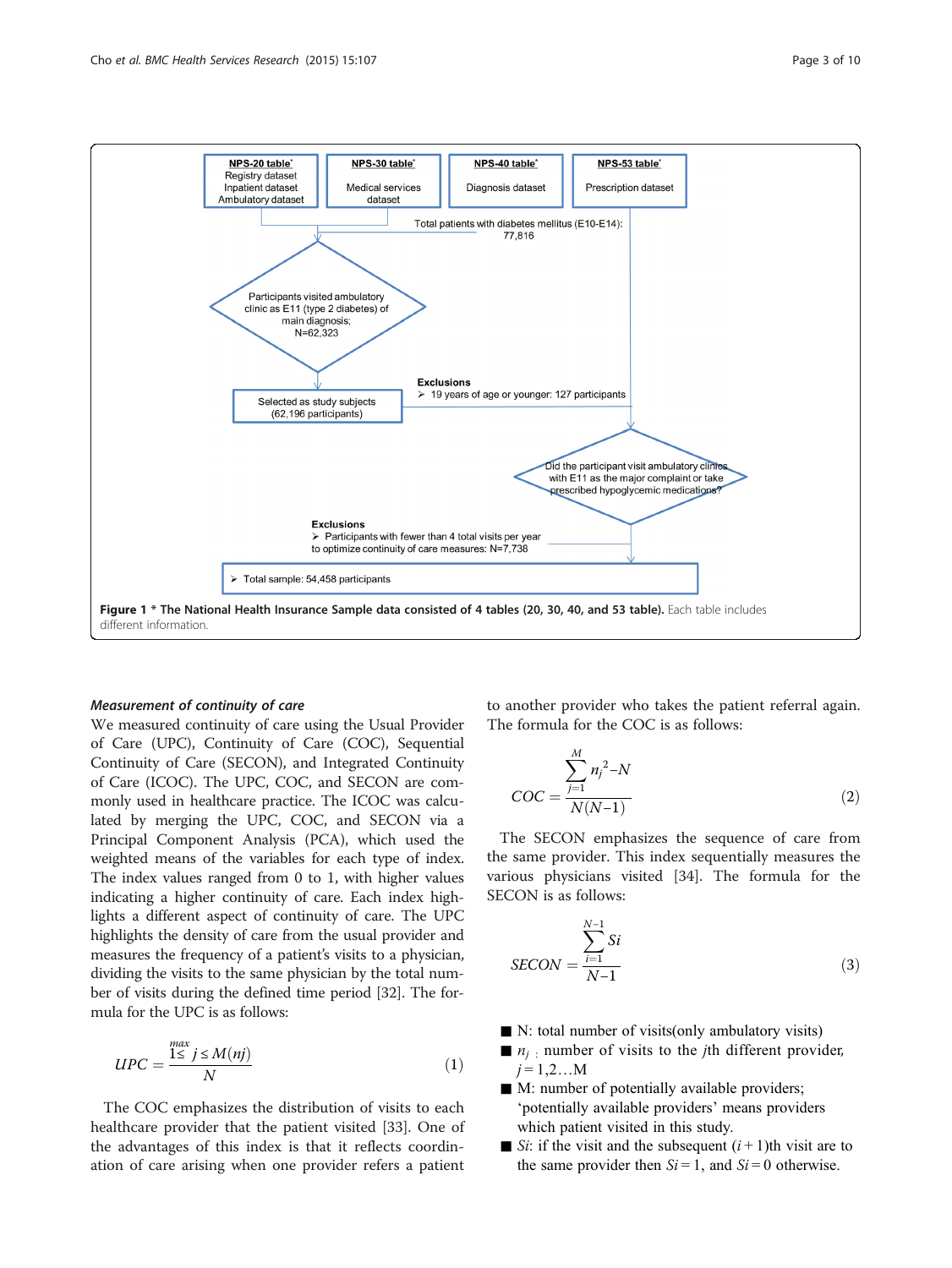NPS-20 table* Registry dataset Inpatient dataset Ambulatory dataset

NPS-30 table* Medical services dataset

NPS-40 table* Diagnosis dataset

NPS-53 table* Prescription dataset

Total patients with diabetes mellitus (E10-E14): 77,816

Participants visited ambulatory clinic as E11 (type 2 diabetes) of main diagnosis; N=62,323

Selected as study subjects (62,196 participants)

Exclusions
- 19 years of age or younger: 127 participants

Did the participant visit ambulatory clinics with E11 as the major complaint or take prescribed hypoglycemic medications?

Exclusions
- Participants with fewer than 4 total visits per year to optimize continuity of care measures: N=7,738

- Total sample: 54,458 participants

**Figure 1 * The National Health Insurance Sample data consisted of 4 tables (20, 30, 40, and 53 table).** Each table includes different information.

### *Measurement of continuity of care*

We measured continuity of care using the Usual Provider of Care (UPC), Continuity of Care (COC), Sequential Continuity of Care (SECON), and Integrated Continuity of Care (ICOC). The UPC, COC, and SECON are commonly used in healthcare practice. The ICOC was calculated by merging the UPC, COC, and SECON via a Principal Component Analysis (PCA), which used the weighted means of the variables for each type of index. The index values ranged from 0 to 1, with higher values indicating a higher continuity of care. Each index highlights a different aspect of continuity of care. The UPC highlights the density of care from the usual provider and measures the frequency of a patient's visits to a physician, dividing the visits to the same physician by the total number of visits during the defined time period [32]. The formula for the UPC is as follows:

$$UPC = \frac{\overset{max}{1 \leq j \leq M(nj)}}{N} \tag{1}$$

The COC emphasizes the distribution of visits to each healthcare provider that the patient visited [33]. One of the advantages of this index is that it reflects coordination of care arising when one provider refers a patient to another provider who takes the patient referral again. The formula for the COC is as follows:

$$COC = \frac{\sum_{j=1}^{M} n_j^2 - N}{N(N-1)} \tag{2}$$

The SECON emphasizes the sequence of care from the same provider. This index sequentially measures the various physicians visited [34]. The formula for the SECON is as follows:

$$SECON = \frac{\sum_{i=1}^{N-1} Si}{N-1} \tag{3}$$

- N: total number of visits(only ambulatory visits)
- $n_j$ : number of visits to the $j$th different provider, $j = 1,2 \ldots M$
- M: number of potentially available providers; 'potentially available providers' means providers which patient visited in this study.
- $Si$: if the visit and the subsequent $(i+1)$th visit are to the same provider then $Si = 1$, and $Si = 0$ otherwise.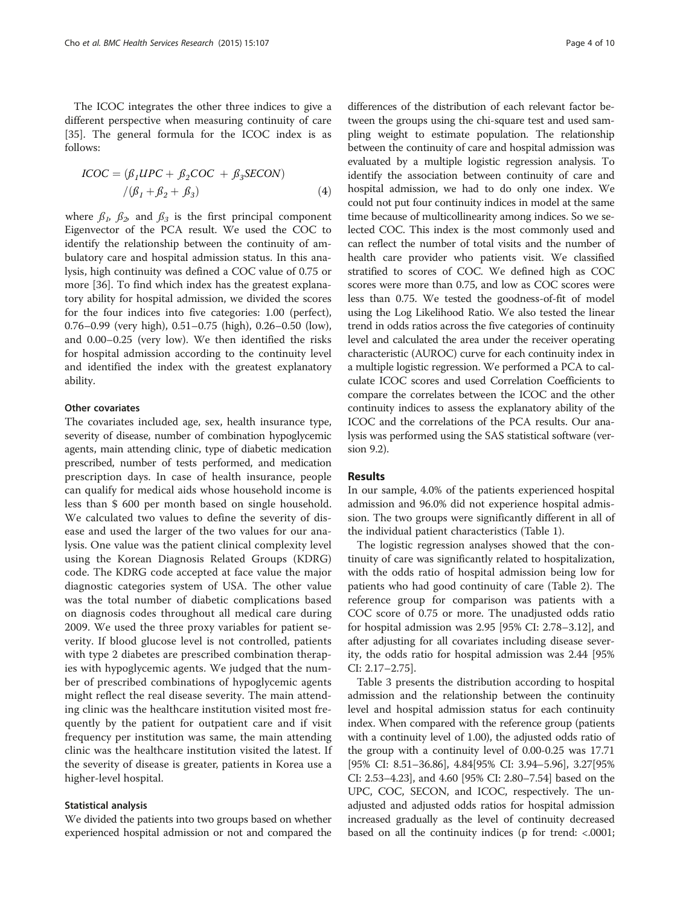The ICOC integrates the other three indices to give a different perspective when measuring continuity of care [35]. The general formula for the ICOC index is as follows:

$$ICOC = (\beta_1 UPC + \beta_2 COC + \beta_3 SECON) / (\beta_1 + \beta_2 + \beta_3) \quad (4)$$

where $\beta_1$, $\beta_2$, and $\beta_3$ is the first principal component Eigenvector of the PCA result. We used the COC to identify the relationship between the continuity of ambulatory care and hospital admission status. In this analysis, high continuity was defined a COC value of 0.75 or more [36]. To find which index has the greatest explanatory ability for hospital admission, we divided the scores for the four indices into five categories: 1.00 (perfect), 0.76–0.99 (very high), 0.51–0.75 (high), 0.26–0.50 (low), and 0.00–0.25 (very low). We then identified the risks for hospital admission according to the continuity level and identified the index with the greatest explanatory ability.

### Other covariates

The covariates included age, sex, health insurance type, severity of disease, number of combination hypoglycemic agents, main attending clinic, type of diabetic medication prescribed, number of tests performed, and medication prescription days. In case of health insurance, people can qualify for medical aids whose household income is less than $ 600 per month based on single household. We calculated two values to define the severity of disease and used the larger of the two values for our analysis. One value was the patient clinical complexity level using the Korean Diagnosis Related Groups (KDRG) code. The KDRG code accepted at face value the major diagnostic categories system of USA. The other value was the total number of diabetic complications based on diagnosis codes throughout all medical care during 2009. We used the three proxy variables for patient severity. If blood glucose level is not controlled, patients with type 2 diabetes are prescribed combination therapies with hypoglycemic agents. We judged that the number of prescribed combinations of hypoglycemic agents might reflect the real disease severity. The main attending clinic was the healthcare institution visited most frequently by the patient for outpatient care and if visit frequency per institution was same, the main attending clinic was the healthcare institution visited the latest. If the severity of disease is greater, patients in Korea use a higher-level hospital.

### Statistical analysis

We divided the patients into two groups based on whether experienced hospital admission or not and compared the differences of the distribution of each relevant factor between the groups using the chi-square test and used sampling weight to estimate population. The relationship between the continuity of care and hospital admission was evaluated by a multiple logistic regression analysis. To identify the association between continuity of care and hospital admission, we had to do only one index. We could not put four continuity indices in model at the same time because of multicollinearity among indices. So we selected COC. This index is the most commonly used and can reflect the number of total visits and the number of health care provider who patients visit. We classified stratified to scores of COC. We defined high as COC scores were more than 0.75, and low as COC scores were less than 0.75. We tested the goodness-of-fit of model using the Log Likelihood Ratio. We also tested the linear trend in odds ratios across the five categories of continuity level and calculated the area under the receiver operating characteristic (AUROC) curve for each continuity index in a multiple logistic regression. We performed a PCA to calculate ICOC scores and used Correlation Coefficients to compare the correlates between the ICOC and the other continuity indices to assess the explanatory ability of the ICOC and the correlations of the PCA results. Our analysis was performed using the SAS statistical software (version 9.2).

## Results

In our sample, 4.0% of the patients experienced hospital admission and 96.0% did not experience hospital admission. The two groups were significantly different in all of the individual patient characteristics (Table 1).

The logistic regression analyses showed that the continuity of care was significantly related to hospitalization, with the odds ratio of hospital admission being low for patients who had good continuity of care (Table 2). The reference group for comparison was patients with a COC score of 0.75 or more. The unadjusted odds ratio for hospital admission was 2.95 [95% CI: 2.78–3.12], and after adjusting for all covariates including disease severity, the odds ratio for hospital admission was 2.44 [95% CI: 2.17–2.75].

Table 3 presents the distribution according to hospital admission and the relationship between the continuity level and hospital admission status for each continuity index. When compared with the reference group (patients with a continuity level of 1.00), the adjusted odds ratio of the group with a continuity level of 0.00-0.25 was 17.71 [95% CI: 8.51–36.86], 4.84[95% CI: 3.94–5.96], 3.27[95% CI: 2.53–4.23], and 4.60 [95% CI: 2.80–7.54] based on the UPC, COC, SECON, and ICOC, respectively. The unadjusted and adjusted odds ratios for hospital admission increased gradually as the level of continuity decreased based on all the continuity indices (p for trend: <.0001;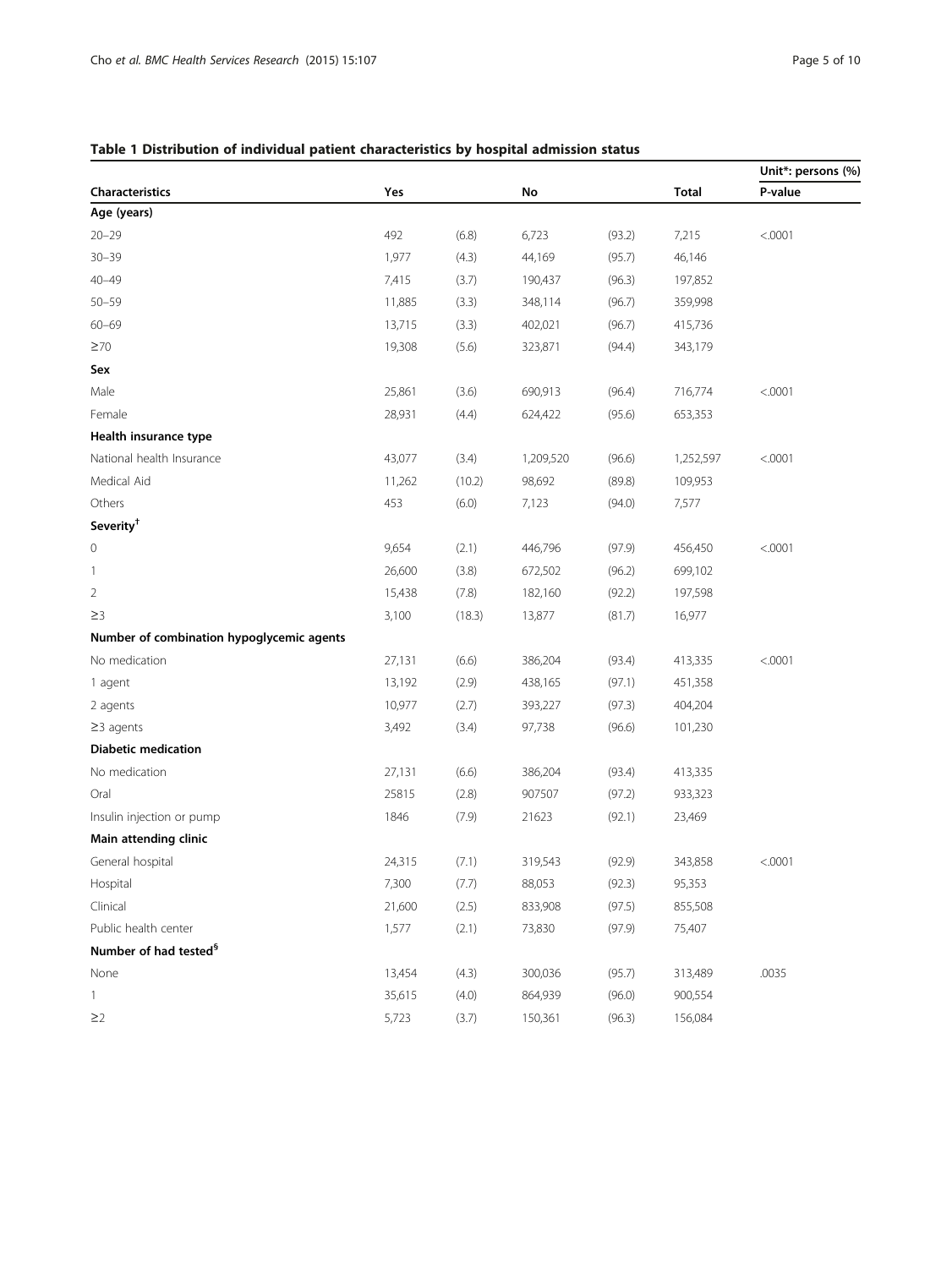**Table 1 Distribution of individual patient characteristics by hospital admission status**

| Characteristics | Yes | | No | | Total | Unit*: persons (%) P-value |
|---|---|---|---|---|---|---|
| **Age (years)** | | | | | | |
| 20–29 | 492 | (6.8) | 6,723 | (93.2) | 7,215 | <.0001 |
| 30–39 | 1,977 | (4.3) | 44,169 | (95.7) | 46,146 | |
| 40–49 | 7,415 | (3.7) | 190,437 | (96.3) | 197,852 | |
| 50–59 | 11,885 | (3.3) | 348,114 | (96.7) | 359,998 | |
| 60–69 | 13,715 | (3.3) | 402,021 | (96.7) | 415,736 | |
| ≥70 | 19,308 | (5.6) | 323,871 | (94.4) | 343,179 | |
| **Sex** | | | | | | |
| Male | 25,861 | (3.6) | 690,913 | (96.4) | 716,774 | <.0001 |
| Female | 28,931 | (4.4) | 624,422 | (95.6) | 653,353 | |
| **Health insurance type** | | | | | | |
| National health Insurance | 43,077 | (3.4) | 1,209,520 | (96.6) | 1,252,597 | <.0001 |
| Medical Aid | 11,262 | (10.2) | 98,692 | (89.8) | 109,953 | |
| Others | 453 | (6.0) | 7,123 | (94.0) | 7,577 | |
| **Severity[†]** | | | | | | |
| 0 | 9,654 | (2.1) | 446,796 | (97.9) | 456,450 | <.0001 |
| 1 | 26,600 | (3.8) | 672,502 | (96.2) | 699,102 | |
| 2 | 15,438 | (7.8) | 182,160 | (92.2) | 197,598 | |
| ≥3 | 3,100 | (18.3) | 13,877 | (81.7) | 16,977 | |
| **Number of combination hypoglycemic agents** | | | | | | |
| No medication | 27,131 | (6.6) | 386,204 | (93.4) | 413,335 | <.0001 |
| 1 agent | 13,192 | (2.9) | 438,165 | (97.1) | 451,358 | |
| 2 agents | 10,977 | (2.7) | 393,227 | (97.3) | 404,204 | |
| ≥3 agents | 3,492 | (3.4) | 97,738 | (96.6) | 101,230 | |
| **Diabetic medication** | | | | | | |
| No medication | 27,131 | (6.6) | 386,204 | (93.4) | 413,335 | |
| Oral | 25815 | (2.8) | 907507 | (97.2) | 933,323 | |
| Insulin injection or pump | 1846 | (7.9) | 21623 | (92.1) | 23,469 | |
| **Main attending clinic** | | | | | | |
| General hospital | 24,315 | (7.1) | 319,543 | (92.9) | 343,858 | <.0001 |
| Hospital | 7,300 | (7.7) | 88,053 | (92.3) | 95,353 | |
| Clinical | 21,600 | (2.5) | 833,908 | (97.5) | 855,508 | |
| Public health center | 1,577 | (2.1) | 73,830 | (97.9) | 75,407 | |
| **Number of had tested[§]** | | | | | | |
| None | 13,454 | (4.3) | 300,036 | (95.7) | 313,489 | .0035 |
| 1 | 35,615 | (4.0) | 864,939 | (96.0) | 900,554 | |
| ≥2 | 5,723 | (3.7) | 150,361 | (96.3) | 156,084 | |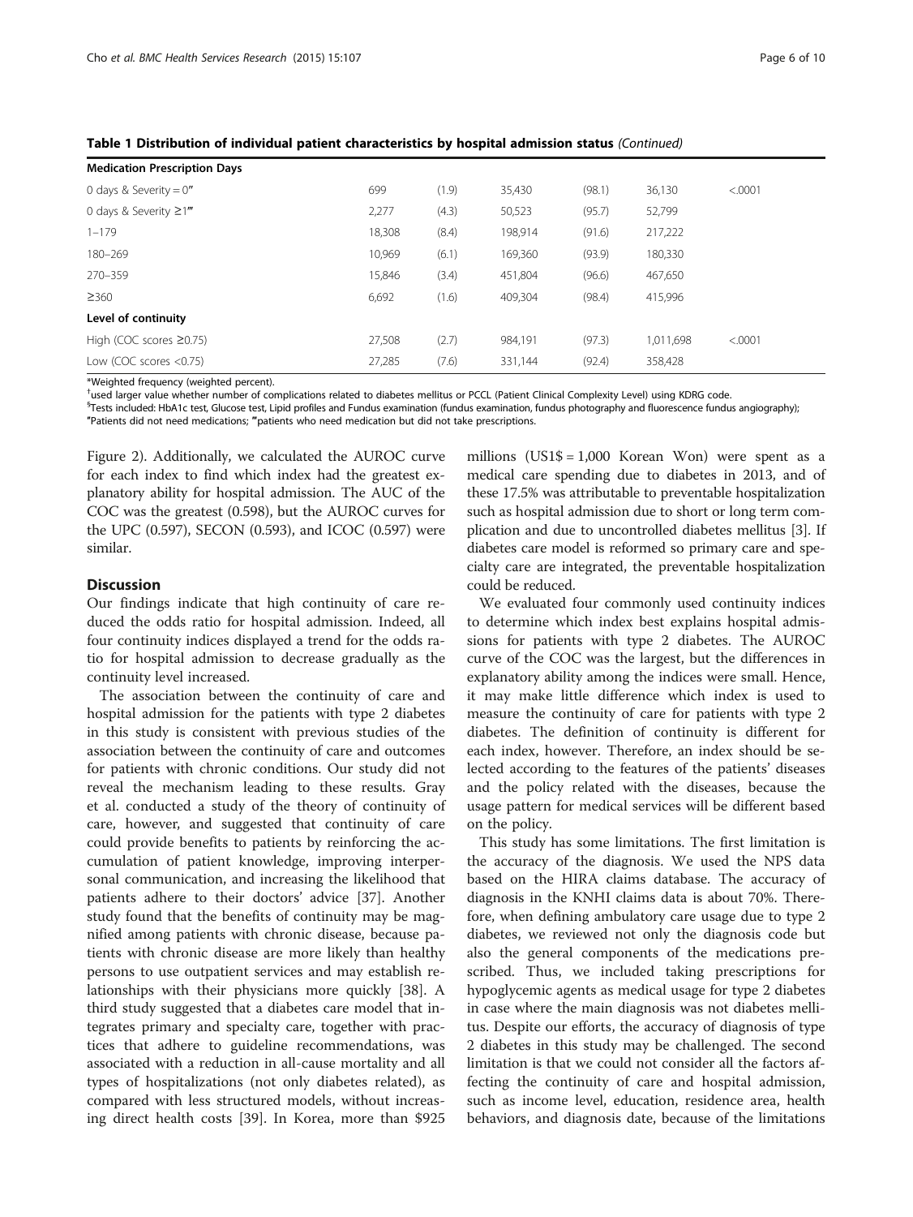**Table 1 Distribution of individual patient characteristics by hospital admission status** *(Continued)*

| | | | | | | |
|---|---|---|---|---|---|---|
| **Medication Prescription Days** | | | | | | |
| 0 days & Severity = 0″ | 699 | (1.9) | 35,430 | (98.1) | 36,130 | <.0001 |
| 0 days & Severity ≥1‴ | 2,277 | (4.3) | 50,523 | (95.7) | 52,799 | |
| 1–179 | 18,308 | (8.4) | 198,914 | (91.6) | 217,222 | |
| 180–269 | 10,969 | (6.1) | 169,360 | (93.9) | 180,330 | |
| 270–359 | 15,846 | (3.4) | 451,804 | (96.6) | 467,650 | |
| ≥360 | 6,692 | (1.6) | 409,304 | (98.4) | 415,996 | |
| **Level of continuity** | | | | | | |
| High (COC scores ≥0.75) | 27,508 | (2.7) | 984,191 | (97.3) | 1,011,698 | <.0001 |
| Low (COC scores <0.75) | 27,285 | (7.6) | 331,144 | (92.4) | 358,428 | |

*Weighted frequency (weighted percent).
†used larger value whether number of complications related to diabetes mellitus or PCCL (Patient Clinical Complexity Level) using KDRG code.
§Tests included: HbA1c test, Glucose test, Lipid profiles and Fundus examination (fundus examination, fundus photography and fluorescence fundus angiography);
″Patients did not need medications; ‴patients who need medication but did not take prescriptions.

Figure 2). Additionally, we calculated the AUROC curve for each index to find which index had the greatest explanatory ability for hospital admission. The AUC of the COC was the greatest (0.598), but the AUROC curves for the UPC (0.597), SECON (0.593), and ICOC (0.597) were similar.

## Discussion

Our findings indicate that high continuity of care reduced the odds ratio for hospital admission. Indeed, all four continuity indices displayed a trend for the odds ratio for hospital admission to decrease gradually as the continuity level increased.

The association between the continuity of care and hospital admission for the patients with type 2 diabetes in this study is consistent with previous studies of the association between the continuity of care and outcomes for patients with chronic conditions. Our study did not reveal the mechanism leading to these results. Gray et al. conducted a study of the theory of continuity of care, however, and suggested that continuity of care could provide benefits to patients by reinforcing the accumulation of patient knowledge, improving interpersonal communication, and increasing the likelihood that patients adhere to their doctors' advice [37]. Another study found that the benefits of continuity may be magnified among patients with chronic disease, because patients with chronic disease are more likely than healthy persons to use outpatient services and may establish relationships with their physicians more quickly [38]. A third study suggested that a diabetes care model that integrates primary and specialty care, together with practices that adhere to guideline recommendations, was associated with a reduction in all-cause mortality and all types of hospitalizations (not only diabetes related), as compared with less structured models, without increasing direct health costs [39]. In Korea, more than $925 millions (US1$ = 1,000 Korean Won) were spent as a medical care spending due to diabetes in 2013, and of these 17.5% was attributable to preventable hospitalization such as hospital admission due to short or long term complication and due to uncontrolled diabetes mellitus [3]. If diabetes care model is reformed so primary care and specialty care are integrated, the preventable hospitalization could be reduced.

We evaluated four commonly used continuity indices to determine which index best explains hospital admissions for patients with type 2 diabetes. The AUROC curve of the COC was the largest, but the differences in explanatory ability among the indices were small. Hence, it may make little difference which index is used to measure the continuity of care for patients with type 2 diabetes. The definition of continuity is different for each index, however. Therefore, an index should be selected according to the features of the patients' diseases and the policy related with the diseases, because the usage pattern for medical services will be different based on the policy.

This study has some limitations. The first limitation is the accuracy of the diagnosis. We used the NPS data based on the HIRA claims database. The accuracy of diagnosis in the KNHI claims data is about 70%. Therefore, when defining ambulatory care usage due to type 2 diabetes, we reviewed not only the diagnosis code but also the general components of the medications prescribed. Thus, we included taking prescriptions for hypoglycemic agents as medical usage for type 2 diabetes in case where the main diagnosis was not diabetes mellitus. Despite our efforts, the accuracy of diagnosis of type 2 diabetes in this study may be challenged. The second limitation is that we could not consider all the factors affecting the continuity of care and hospital admission, such as income level, education, residence area, health behaviors, and diagnosis date, because of the limitations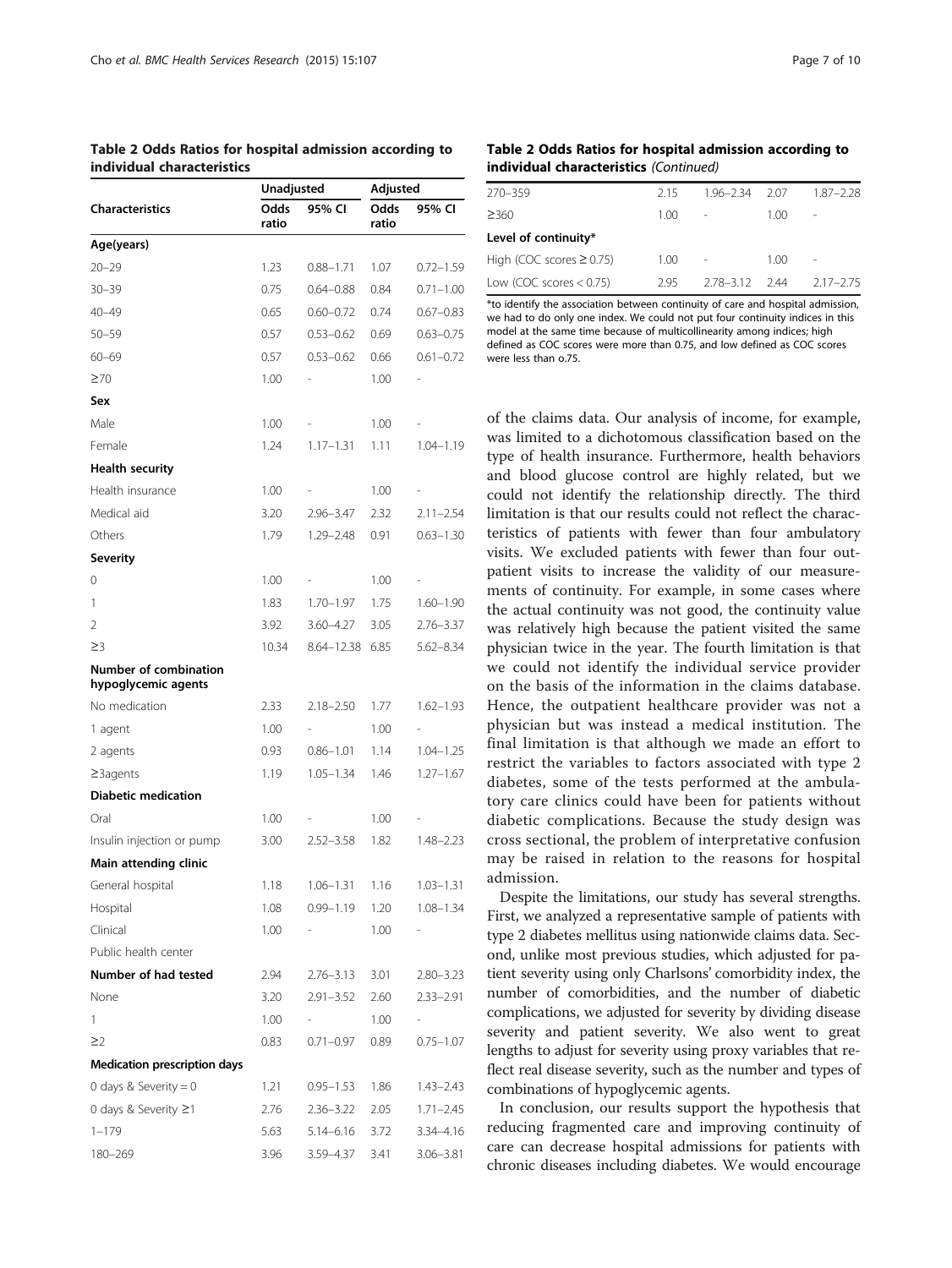**Table 2 Odds Ratios for hospital admission according to individual characteristics**

| Characteristics | Unadjusted | | Adjusted | |
|---|---|---|---|---|
| | Odds ratio | 95% CI | Odds ratio | 95% CI |
| **Age(years)** | | | | |
| 20–29 | 1.23 | 0.88–1.71 | 1.07 | 0.72–1.59 |
| 30–39 | 0.75 | 0.64–0.88 | 0.84 | 0.71–1.00 |
| 40–49 | 0.65 | 0.60–0.72 | 0.74 | 0.67–0.83 |
| 50–59 | 0.57 | 0.53–0.62 | 0.69 | 0.63–0.75 |
| 60–69 | 0.57 | 0.53–0.62 | 0.66 | 0.61–0.72 |
| ≥70 | 1.00 | - | 1.00 | - |
| **Sex** | | | | |
| Male | 1.00 | - | 1.00 | - |
| Female | 1.24 | 1.17–1.31 | 1.11 | 1.04–1.19 |
| **Health security** | | | | |
| Health insurance | 1.00 | - | 1.00 | - |
| Medical aid | 3.20 | 2.96–3.47 | 2.32 | 2.11–2.54 |
| Others | 1.79 | 1.29–2.48 | 0.91 | 0.63–1.30 |
| **Severity** | | | | |
| 0 | 1.00 | - | 1.00 | - |
| 1 | 1.83 | 1.70–1.97 | 1.75 | 1.60–1.90 |
| 2 | 3.92 | 3.60–4.27 | 3.05 | 2.76–3.37 |
| ≥3 | 10.34 | 8.64–12.38 | 6.85 | 5.62–8.34 |
| **Number of combination hypoglycemic agents** | | | | |
| No medication | 2.33 | 2.18–2.50 | 1.77 | 1.62–1.93 |
| 1 agent | 1.00 | - | 1.00 | - |
| 2 agents | 0.93 | 0.86–1.01 | 1.14 | 1.04–1.25 |
| ≥3agents | 1.19 | 1.05–1.34 | 1.46 | 1.27–1.67 |
| **Diabetic medication** | | | | |
| Oral | 1.00 | - | 1.00 | - |
| Insulin injection or pump | 3.00 | 2.52–3.58 | 1.82 | 1.48–2.23 |
| **Main attending clinic** | | | | |
| General hospital | 1.18 | 1.06–1.31 | 1.16 | 1.03–1.31 |
| Hospital | 1.08 | 0.99–1.19 | 1.20 | 1.08–1.34 |
| Clinical | 1.00 | - | 1.00 | - |
| Public health center | | | | |
| **Number of had tested** | 2.94 | 2.76–3.13 | 3.01 | 2.80–3.23 |
| None | 3.20 | 2.91–3.52 | 2.60 | 2.33–2.91 |
| 1 | 1.00 | - | 1.00 | - |
| ≥2 | 0.83 | 0.71–0.97 | 0.89 | 0.75–1.07 |
| **Medication prescription days** | | | | |
| 0 days & Severity = 0 | 1.21 | 0.95–1.53 | 1.86 | 1.43–2.43 |
| 0 days & Severity ≥1 | 2.76 | 2.36–3.22 | 2.05 | 1.71–2.45 |
| 1–179 | 5.63 | 5.14–6.16 | 3.72 | 3.34–4.16 |
| 180–269 | 3.96 | 3.59–4.37 | 3.41 | 3.06–3.81 |
| 270–359 | 2.15 | 1.96–2.34 | 2.07 | 1.87–2.28 |
| ≥360 | 1.00 | - | 1.00 | - |
| **Level of continuity*** | | | | |
| High (COC scores ≥ 0.75) | 1.00 | - | 1.00 | - |
| Low (COC scores < 0.75) | 2.95 | 2.78–3.12 | 2.44 | 2.17–2.75 |

*to identify the association between continuity of care and hospital admission, we had to do only one index. We could not put four continuity indices in this model at the same time because of multicollinearity among indices; high defined as COC scores were more than 0.75, and low defined as COC scores were less than o.75.

of the claims data. Our analysis of income, for example, was limited to a dichotomous classification based on the type of health insurance. Furthermore, health behaviors and blood glucose control are highly related, but we could not identify the relationship directly. The third limitation is that our results could not reflect the characteristics of patients with fewer than four ambulatory visits. We excluded patients with fewer than four outpatient visits to increase the validity of our measurements of continuity. For example, in some cases where the actual continuity was not good, the continuity value was relatively high because the patient visited the same physician twice in the year. The fourth limitation is that we could not identify the individual service provider on the basis of the information in the claims database. Hence, the outpatient healthcare provider was not a physician but was instead a medical institution. The final limitation is that although we made an effort to restrict the variables to factors associated with type 2 diabetes, some of the tests performed at the ambulatory care clinics could have been for patients without diabetic complications. Because the study design was cross sectional, the problem of interpretative confusion may be raised in relation to the reasons for hospital admission.

Despite the limitations, our study has several strengths. First, we analyzed a representative sample of patients with type 2 diabetes mellitus using nationwide claims data. Second, unlike most previous studies, which adjusted for patient severity using only Charlsons' comorbidity index, the number of comorbidities, and the number of diabetic complications, we adjusted for severity by dividing disease severity and patient severity. We also went to great lengths to adjust for severity using proxy variables that reflect real disease severity, such as the number and types of combinations of hypoglycemic agents.

In conclusion, our results support the hypothesis that reducing fragmented care and improving continuity of care can decrease hospital admissions for patients with chronic diseases including diabetes. We would encourage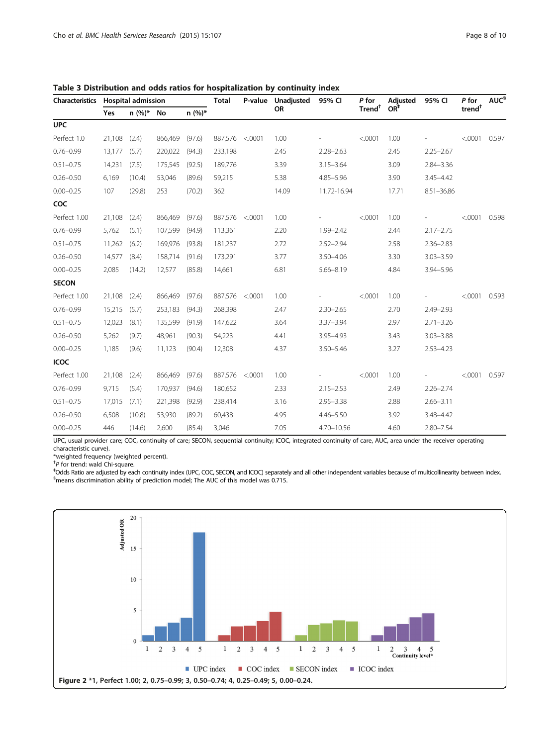**Table 3 Distribution and odds ratios for hospitalization by continuity index**

| Characteristics | Hospital admission | | | | Total | P-value | Unadjusted OR | 95% CI | *P* for Trend[†] | Adjusted OR[‡] | 95% CI | *P* for trend[†] | AUC[§] |
|---|---|---|---|---|---|---|---|---|---|---|---|---|---|
| | Yes | n (%)* | No | n (%)* | | | | | | | | | |
| **UPC** | | | | | | | | | | | | | |
| Perfect 1.0 | 21,108 | (2.4) | 866,469 | (97.6) | 887,576 | <.0001 | 1.00 | - | <.0001 | 1.00 | - | <.0001 | 0.597 |
| 0.76–0.99 | 13,177 | (5.7) | 220,022 | (94.3) | 233,198 | | 2.45 | 2.28–2.63 | | 2.45 | 2.25–2.67 | | |
| 0.51–0.75 | 14,231 | (7.5) | 175,545 | (92.5) | 189,776 | | 3.39 | 3.15–3.64 | | 3.09 | 2.84–3.36 | | |
| 0.26–0.50 | 6,169 | (10.4) | 53,046 | (89.6) | 59,215 | | 5.38 | 4.85–5.96 | | 3.90 | 3.45–4.42 | | |
| 0.00–0.25 | 107 | (29.8) | 253 | (70.2) | 362 | | 14.09 | 11.72-16.94 | | 17.71 | 8.51–36.86 | | |
| **COC** | | | | | | | | | | | | | |
| Perfect 1.00 | 21,108 | (2.4) | 866,469 | (97.6) | 887,576 | <.0001 | 1.00 | - | <.0001 | 1.00 | - | <.0001 | 0.598 |
| 0.76–0.99 | 5,762 | (5.1) | 107,599 | (94.9) | 113,361 | | 2.20 | 1.99–2.42 | | 2.44 | 2.17–2.75 | | |
| 0.51–0.75 | 11,262 | (6.2) | 169,976 | (93.8) | 181,237 | | 2.72 | 2.52–2.94 | | 2.58 | 2.36–2.83 | | |
| 0.26–0.50 | 14,577 | (8.4) | 158,714 | (91.6) | 173,291 | | 3.77 | 3.50–4.06 | | 3.30 | 3.03–3.59 | | |
| 0.00–0.25 | 2,085 | (14.2) | 12,577 | (85.8) | 14,661 | | 6.81 | 5.66–8.19 | | 4.84 | 3.94–5.96 | | |
| **SECON** | | | | | | | | | | | | | |
| Perfect 1.00 | 21,108 | (2.4) | 866,469 | (97.6) | 887,576 | <.0001 | 1.00 | - | <.0001 | 1.00 | - | <.0001 | 0.593 |
| 0.76–0.99 | 15,215 | (5.7) | 253,183 | (94.3) | 268,398 | | 2.47 | 2.30–2.65 | | 2.70 | 2.49–2.93 | | |
| 0.51–0.75 | 12,023 | (8.1) | 135,599 | (91.9) | 147,622 | | 3.64 | 3.37–3.94 | | 2.97 | 2.71–3.26 | | |
| 0.26–0.50 | 5,262 | (9.7) | 48,961 | (90.3) | 54,223 | | 4.41 | 3.95–4.93 | | 3.43 | 3.03–3.88 | | |
| 0.00–0.25 | 1,185 | (9.6) | 11,123 | (90.4) | 12,308 | | 4.37 | 3.50–5.46 | | 3.27 | 2.53–4.23 | | |
| **ICOC** | | | | | | | | | | | | | |
| Perfect 1.00 | 21,108 | (2.4) | 866,469 | (97.6) | 887,576 | <.0001 | 1.00 | - | <.0001 | 1.00 | - | <.0001 | 0.597 |
| 0.76–0.99 | 9,715 | (5.4) | 170,937 | (94.6) | 180,652 | | 2.33 | 2.15–2.53 | | 2.49 | 2.26–2.74 | | |
| 0.51–0.75 | 17,015 | (7.1) | 221,398 | (92.9) | 238,414 | | 3.16 | 2.95–3.38 | | 2.88 | 2.66–3.11 | | |
| 0.26–0.50 | 6,508 | (10.8) | 53,930 | (89.2) | 60,438 | | 4.95 | 4.46–5.50 | | 3.92 | 3.48–4.42 | | |
| 0.00–0.25 | 446 | (14.6) | 2,600 | (85.4) | 3,046 | | 7.05 | 4.70–10.56 | | 4.60 | 2.80–7.54 | | |

UPC, usual provider care; COC, continuity of care; SECON, sequential continuity; ICOC, integrated continuity of care, AUC, area under the receiver operating characteristic curve).
*weighted frequency (weighted percent).
[†]*P* for trend: wald Chi-square.
[‡]Odds Ratio are adjusted by each continuity index (UPC, COC, SECON, and ICOC) separately and all other independent variables because of multicollinearity between index.
[§]means discrimination ability of prediction model; The AUC of this model was 0.715.

**Figure 2** *1, Perfect 1.00; 2, 0.75–0.99; 3, 0.50–0.74; 4, 0.25–0.49; 5, 0.00–0.24.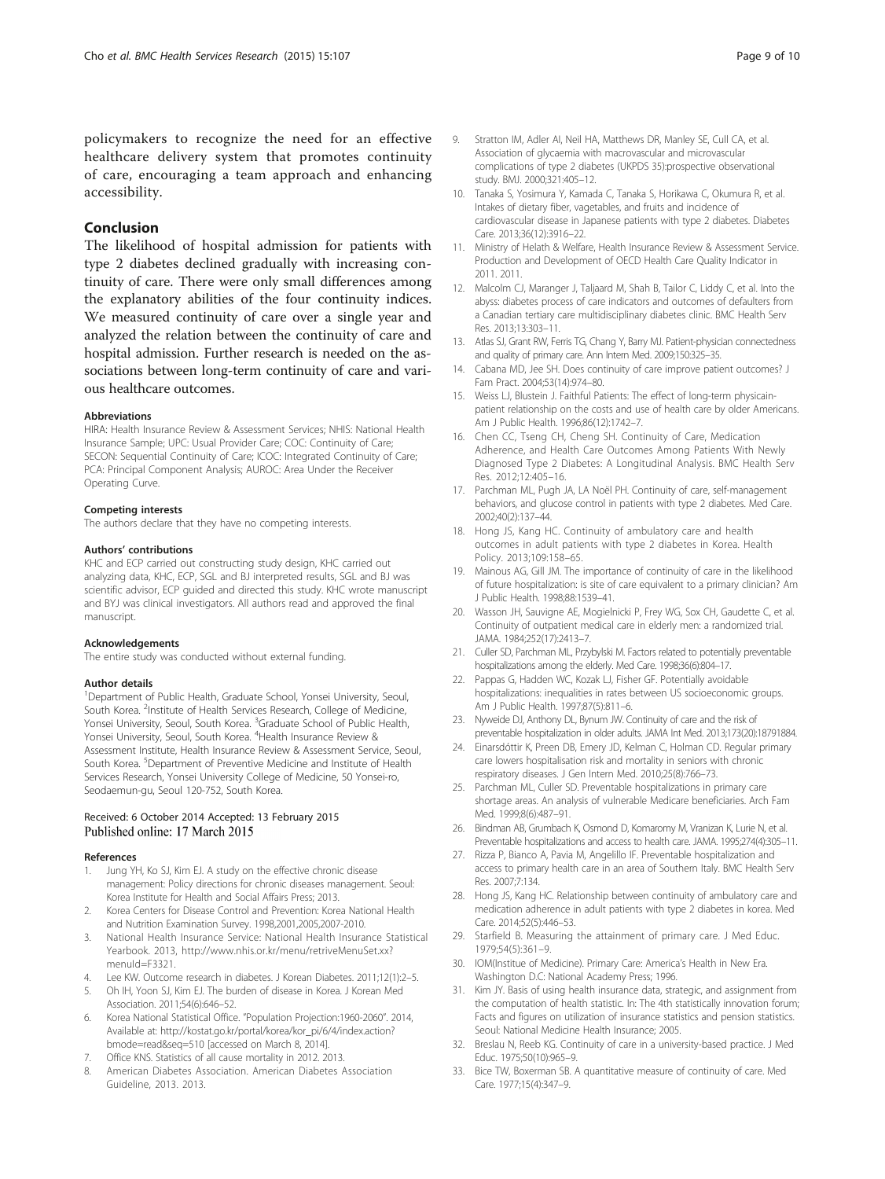policymakers to recognize the need for an effective healthcare delivery system that promotes continuity of care, encouraging a team approach and enhancing accessibility.

## Conclusion

The likelihood of hospital admission for patients with type 2 diabetes declined gradually with increasing continuity of care. There were only small differences among the explanatory abilities of the four continuity indices. We measured continuity of care over a single year and analyzed the relation between the continuity of care and hospital admission. Further research is needed on the associations between long-term continuity of care and various healthcare outcomes.

#### Abbreviations

HIRA: Health Insurance Review & Assessment Services; NHIS: National Health Insurance Sample; UPC: Usual Provider Care; COC: Continuity of Care; SECON: Sequential Continuity of Care; ICOC: Integrated Continuity of Care; PCA: Principal Component Analysis; AUROC: Area Under the Receiver Operating Curve.

#### Competing interests

The authors declare that they have no competing interests.

#### Authors' contributions

KHC and ECP carried out constructing study design, KHC carried out analyzing data, KHC, ECP, SGL and BJ interpreted results, SGL and BJ was scientific advisor, ECP guided and directed this study. KHC wrote manuscript and BYJ was clinical investigators. All authors read and approved the final manuscript.

#### Acknowledgements

The entire study was conducted without external funding.

#### Author details

[1]Department of Public Health, Graduate School, Yonsei University, Seoul, South Korea. [2]Institute of Health Services Research, College of Medicine, Yonsei University, Seoul, South Korea. [3]Graduate School of Public Health, Yonsei University, Seoul, South Korea. [4]Health Insurance Review & Assessment Institute, Health Insurance Review & Assessment Service, Seoul, South Korea. [5]Department of Preventive Medicine and Institute of Health Services Research, Yonsei University College of Medicine, 50 Yonsei-ro, Seodaemun-gu, Seoul 120-752, South Korea.

Received: 6 October 2014 Accepted: 13 February 2015
Published online: 17 March 2015

#### References

1. Jung YH, Ko SJ, Kim EJ. A study on the effective chronic disease management: Policy directions for chronic diseases management. Seoul: Korea Institute for Health and Social Affairs Press; 2013.
2. Korea Centers for Disease Control and Prevention: Korea National Health and Nutrition Examination Survey. 1998,2001,2005,2007-2010.
3. National Health Insurance Service: National Health Insurance Statistical Yearbook. 2013, http://www.nhis.or.kr/menu/retriveMenuSet.xx?menuId=F3321.
4. Lee KW. Outcome research in diabetes. J Korean Diabetes. 2011;12(1):2–5.
5. Oh IH, Yoon SJ, Kim EJ. The burden of disease in Korea. J Korean Med Association. 2011;54(6):646–52.
6. Korea National Statistical Office. "Population Projection:1960-2060". 2014, Available at: http://kostat.go.kr/portal/korea/kor_pi/6/4/index.action?bmode=read&seq=510 [accessed on March 8, 2014].
7. Office KNS. Statistics of all cause mortality in 2012. 2013.
8. American Diabetes Association. American Diabetes Association Guideline, 2013. 2013.
9. Stratton IM, Adler AI, Neil HA, Matthews DR, Manley SE, Cull CA, et al. Association of glycaemia with macrovascular and microvascular complications of type 2 diabetes (UKPDS 35):prospective observational study. BMJ. 2000;321:405–12.
10. Tanaka S, Yosimura Y, Kamada C, Tanaka S, Horikawa C, Okumura R, et al. Intakes of dietary fiber, vagetables, and fruits and incidence of cardiovascular disease in Japanese patients with type 2 diabetes. Diabetes Care. 2013;36(12):3916–22.
11. Ministry of Helath & Welfare, Health Insurance Review & Assessment Service. Production and Development of OECD Health Care Quality Indicator in 2011. 2011.
12. Malcolm CJ, Maranger J, Taljaard M, Shah B, Tailor C, Liddy C, et al. Into the abyss: diabetes process of care indicators and outcomes of defaulters from a Canadian tertiary care multidisciplinary diabetes clinic. BMC Health Serv Res. 2013;13:303–11.
13. Atlas SJ, Grant RW, Ferris TG, Chang Y, Barry MJ. Patient-physician connectedness and quality of primary care. Ann Intern Med. 2009;150:325–35.
14. Cabana MD, Jee SH. Does continuity of care improve patient outcomes? J Fam Pract. 2004;53(14):974–80.
15. Weiss LJ, Blustein J. Faithful Patients: The effect of long-term physicain-patient relationship on the costs and use of health care by older Americans. Am J Public Health. 1996;86(12):1742–7.
16. Chen CC, Tseng CH, Cheng SH. Continuity of Care, Medication Adherence, and Health Care Outcomes Among Patients With Newly Diagnosed Type 2 Diabetes: A Longitudinal Analysis. BMC Health Serv Res. 2012;12:405–16.
17. Parchman ML, Pugh JA, LA Noël PH. Continuity of care, self-management behaviors, and glucose control in patients with type 2 diabetes. Med Care. 2002;40(2):137–44.
18. Hong JS, Kang HC. Continuity of ambulatory care and health outcomes in adult patients with type 2 diabetes in Korea. Health Policy. 2013;109:158–65.
19. Mainous AG, Gill JM. The importance of continuity of care in the likelihood of future hospitalization: is site of care equivalent to a primary clinician? Am J Public Health. 1998;88:1539–41.
20. Wasson JH, Sauvigne AE, Mogielnicki P, Frey WG, Sox CH, Gaudette C, et al. Continuity of outpatient medical care in elderly men: a randomized trial. JAMA. 1984;252(17):2413–7.
21. Culler SD, Parchman ML, Przybylski M. Factors related to potentially preventable hospitalizations among the elderly. Med Care. 1998;36(6):804–17.
22. Pappas G, Hadden WC, Kozak LJ, Fisher GF. Potentially avoidable hospitalizations: inequalities in rates between US socioeconomic groups. Am J Public Health. 1997;87(5):811–6.
23. Nyweide DJ, Anthony DL, Bynum JW. Continuity of care and the risk of preventable hospitalization in older adults. JAMA Int Med. 2013;173(20):18791884.
24. Einarsdóttir K, Preen DB, Emery JD, Kelman C, Holman CD. Regular primary care lowers hospitalisation risk and mortality in seniors with chronic respiratory diseases. J Gen Intern Med. 2010;25(8):766–73.
25. Parchman ML, Culler SD. Preventable hospitalizations in primary care shortage areas. An analysis of vulnerable Medicare beneficiaries. Arch Fam Med. 1999;8(6):487–91.
26. Bindman AB, Grumbach K, Osmond D, Komaromy M, Vranizan K, Lurie N, et al. Preventable hospitalizations and access to health care. JAMA. 1995;274(4):305–11.
27. Rizza P, Bianco A, Pavia M, Angelillo IF. Preventable hospitalization and access to primary health care in an area of Southern Italy. BMC Health Serv Res. 2007;7:134.
28. Hong JS, Kang HC. Relationship between continuity of ambulatory care and medication adherence in adult patients with type 2 diabetes in korea. Med Care. 2014;52(5):446–53.
29. Starfield B. Measuring the attainment of primary care. J Med Educ. 1979;54(5):361–9.
30. IOM(Institue of Medicine). Primary Care: America's Health in New Era. Washington D.C: National Academy Press; 1996.
31. Kim JY. Basis of using health insurance data, strategic, and assignment from the computation of health statistic. In: The 4th statistically innovation forum; Facts and figures on utilization of insurance statistics and pension statistics. Seoul: National Medicine Health Insurance; 2005.
32. Breslau N, Reeb KG. Continuity of care in a university-based practice. J Med Educ. 1975;50(10):965–9.
33. Bice TW, Boxerman SB. A quantitative measure of continuity of care. Med Care. 1977;15(4):347–9.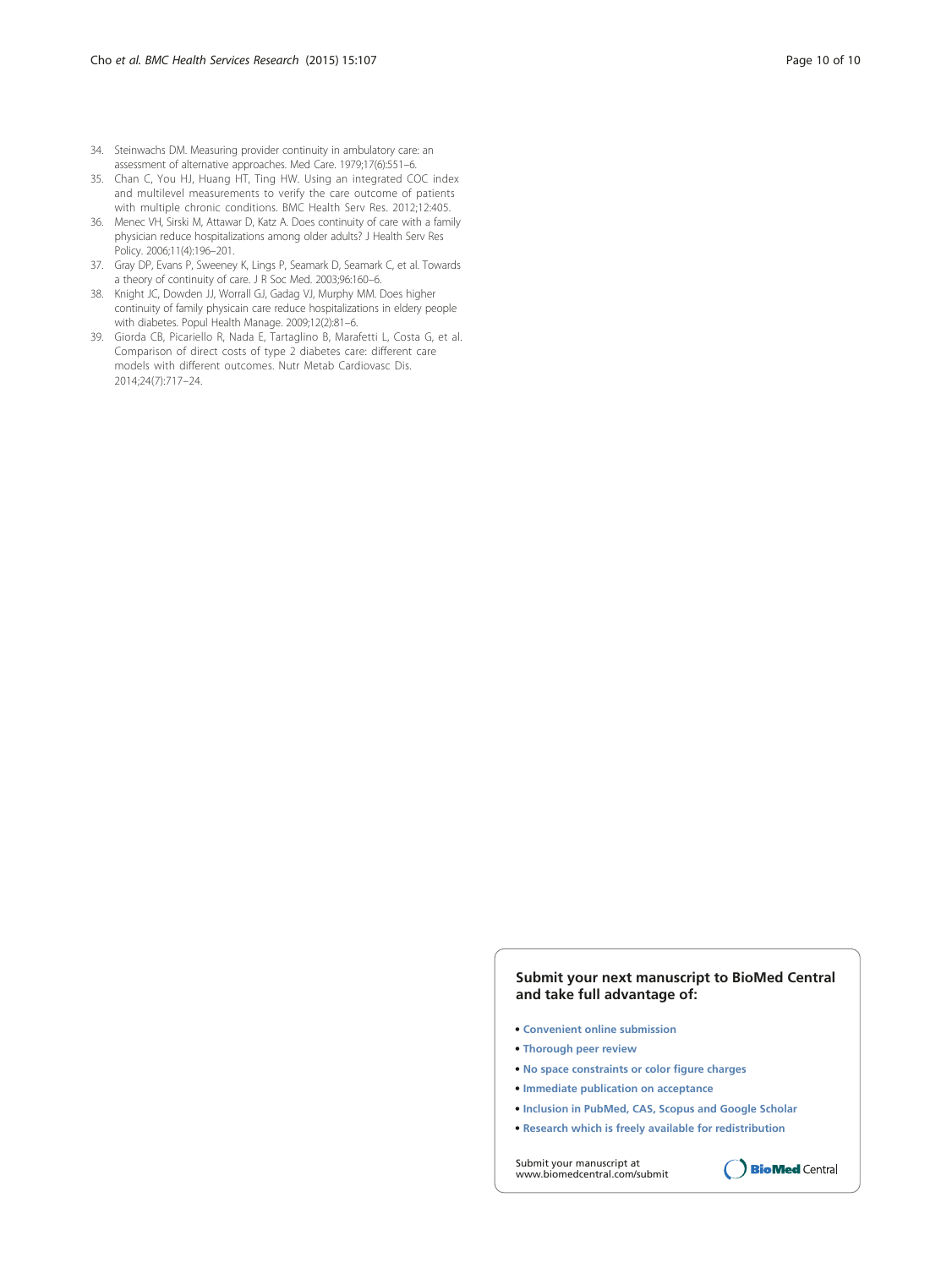34. Steinwachs DM. Measuring provider continuity in ambulatory care: an assessment of alternative approaches. Med Care. 1979;17(6):551–6.
35. Chan C, You HJ, Huang HT, Ting HW. Using an integrated COC index and multilevel measurements to verify the care outcome of patients with multiple chronic conditions. BMC Health Serv Res. 2012;12:405.
36. Menec VH, Sirski M, Attawar D, Katz A. Does continuity of care with a family physician reduce hospitalizations among older adults? J Health Serv Res Policy. 2006;11(4):196–201.
37. Gray DP, Evans P, Sweeney K, Lings P, Seamark D, Seamark C, et al. Towards a theory of continuity of care. J R Soc Med. 2003;96:160–6.
38. Knight JC, Dowden JJ, Worrall GJ, Gadag VJ, Murphy MM. Does higher continuity of family physicain care reduce hospitalizations in eldery people with diabetes. Popul Health Manage. 2009;12(2):81–6.
39. Giorda CB, Picariello R, Nada E, Tartaglino B, Marafetti L, Costa G, et al. Comparison of direct costs of type 2 diabetes care: different care models with different outcomes. Nutr Metab Cardiovasc Dis. 2014;24(7):717–24.

**Submit your next manuscript to BioMed Central and take full advantage of:**

- **Convenient online submission**
- **Thorough peer review**
- **No space constraints or color figure charges**
- **Immediate publication on acceptance**
- **Inclusion in PubMed, CAS, Scopus and Google Scholar**
- **Research which is freely available for redistribution**

Submit your manuscript at
www.biomedcentral.com/submit

BioMed Central